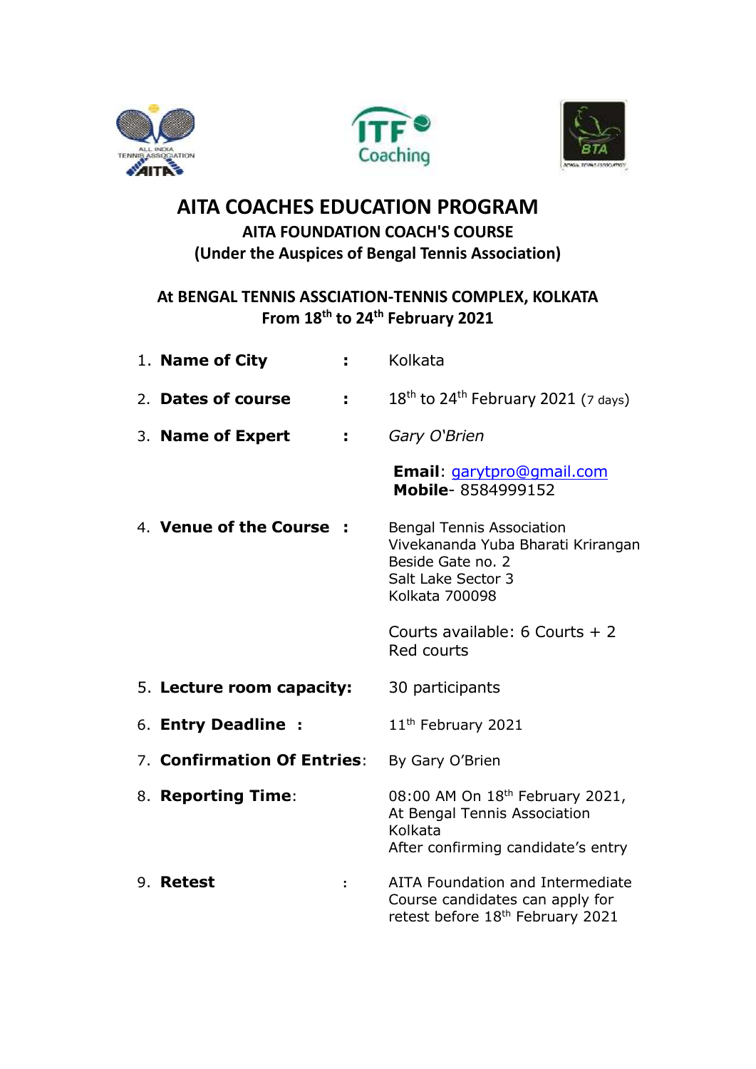# AITA COACHES EDUCATION PROGRAM

## AITA FOUNDATION COACH'S COURSE

## (Under the Auspices of Bengal Tennis Association)

### At BENGAL TENNIS ASSCIATION-TENNIS COMPLEX, KOLKATA
### From 18th to 24th February 2021

1. **Name of City** : Kolkata

2. **Dates of course** : 18th to 24th February 2021 (7 days)

3. **Name of Expert** : *Gary O'Brien*

   **Email**: garytpro@gmail.com
   **Mobile**- 8584999152

4. **Venue of the Course** :
   Bengal Tennis Association
   Vivekananda Yuba Bharati Krirangan
   Beside Gate no. 2
   Salt Lake Sector 3
   Kolkata 700098

   Courts available: 6 Courts + 2 Red courts

5. **Lecture room capacity:** 30 participants

6. **Entry Deadline** : 11th February 2021

7. **Confirmation Of Entries**: By Gary O'Brien

8. **Reporting Time**:
   08:00 AM On 18th February 2021,
   At Bengal Tennis Association
   Kolkata
   After confirming candidate's entry

9. **Retest** : AITA Foundation and Intermediate Course candidates can apply for retest before 18th February 2021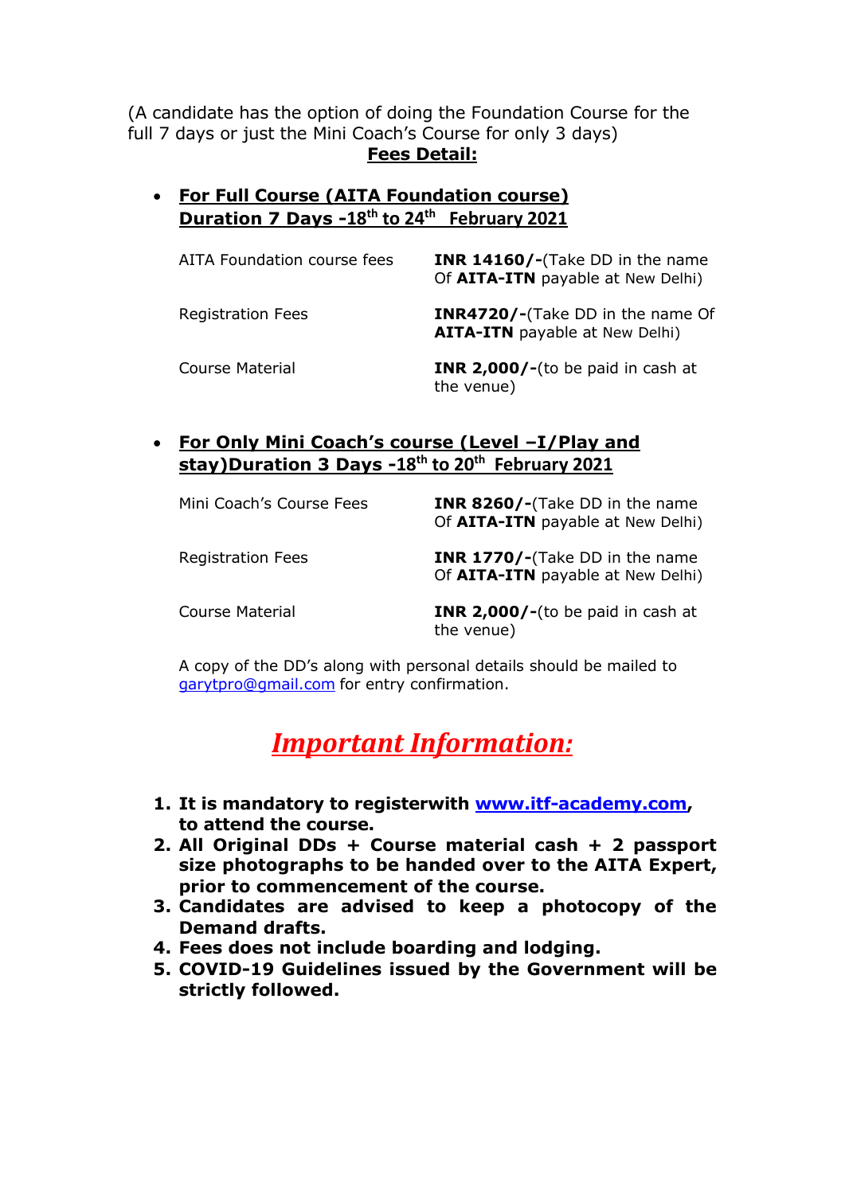(A candidate has the option of doing the Foundation Course for the full 7 days or just the Mini Coach's Course for only 3 days)

**Fees Detail:**

- **For Full Course (AITA Foundation course) Duration 7 Days -18th to 24th February 2021**

| | |
|---|---|
| AITA Foundation course fees | **INR 14160/-**(Take DD in the name Of **AITA-ITN** payable at New Delhi) |
| Registration Fees | **INR4720/-**(Take DD in the name Of **AITA-ITN** payable at New Delhi) |
| Course Material | **INR 2,000/-**(to be paid in cash at the venue) |

- **For Only Mini Coach's course (Level –I/Play and stay)Duration 3 Days -18th to 20th February 2021**

| | |
|---|---|
| Mini Coach's Course Fees | **INR 8260/-**(Take DD in the name Of **AITA-ITN** payable at New Delhi) |
| Registration Fees | **INR 1770/-**(Take DD in the name Of **AITA-ITN** payable at New Delhi) |
| Course Material | **INR 2,000/-**(to be paid in cash at the venue) |

A copy of the DD's along with personal details should be mailed to garytpro@gmail.com for entry confirmation.

## *Important Information:*

1. **It is mandatory to registerwith www.itf-academy.com, to attend the course.**
2. **All Original DDs + Course material cash + 2 passport size photographs to be handed over to the AITA Expert, prior to commencement of the course.**
3. **Candidates are advised to keep a photocopy of the Demand drafts.**
4. **Fees does not include boarding and lodging.**
5. **COVID-19 Guidelines issued by the Government will be strictly followed.**